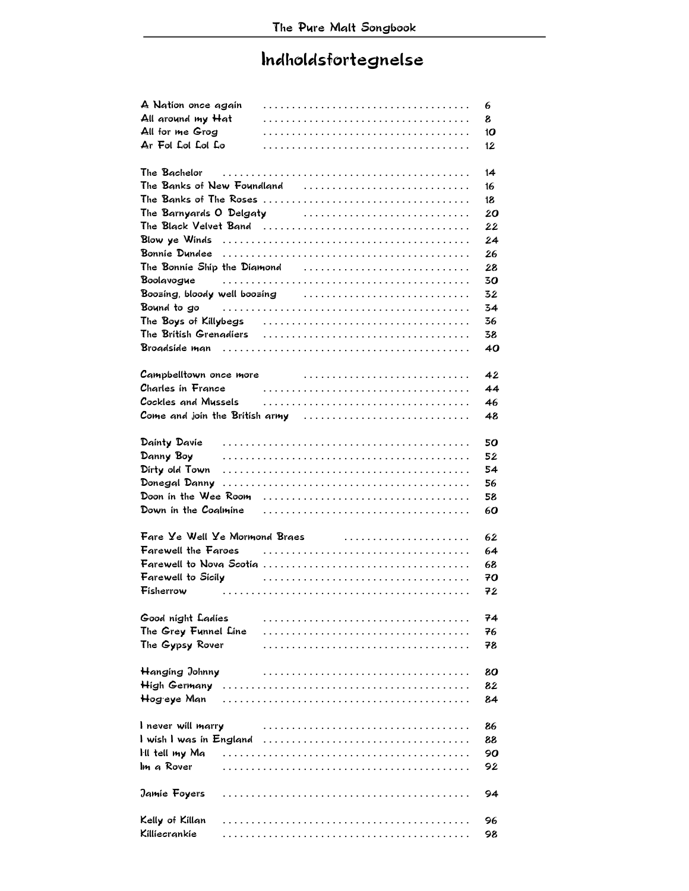# Indholdsfortegnelse

| | |
|---|---|
| A Nation once again | 6 |
| All around my Hat | 8 |
| All for me Grog | 10 |
| Ar Fol Lol Lol Lo | 12 |
| | |
| The Bachelor | 14 |
| The Banks of New Foundland | 16 |
| The Banks of The Roses | 18 |
| The Barnyards O Delgaty | 20 |
| The Black Velvet Band | 22 |
| Blow ye Winds | 24 |
| Bonnie Dundee | 26 |
| The Bonnie Ship the Diamond | 28 |
| Boolavogue | 30 |
| Boozing, bloody well boozing | 32 |
| Bound to go | 34 |
| The Boys of Killybegs | 36 |
| The British Grenadiers | 38 |
| Broadside man | 40 |
| | |
| Campbelltown once more | 42 |
| Charles in France | 44 |
| Cockles and Mussels | 46 |
| Come and join the British army | 48 |
| | |
| Dainty Davie | 50 |
| Danny Boy | 52 |
| Dirty old Town | 54 |
| Donegal Danny | 56 |
| Doon in the Wee Room | 58 |
| Down in the Coalmine | 60 |
| | |
| Fare Ye Well Ye Mormond Braes | 62 |
| Farewell the Faroes | 64 |
| Farewell to Nova Scotia | 68 |
| Farewell to Sicily | 70 |
| Fisherrow | 72 |
| | |
| Good night Ladies | 74 |
| The Grey Funnel Line | 76 |
| The Gypsy Rover | 78 |
| | |
| Hanging Johnny | 80 |
| High Germany | 82 |
| Hog-eye Man | 84 |
| | |
| I never will marry | 86 |
| I wish I was in England | 88 |
| I-ll tell my Ma | 90 |
| Im a Rover | 92 |
| | |
| Jamie Foyers | 94 |
| | |
| Kelly of Killan | 96 |
| Killiecrankie | 98 |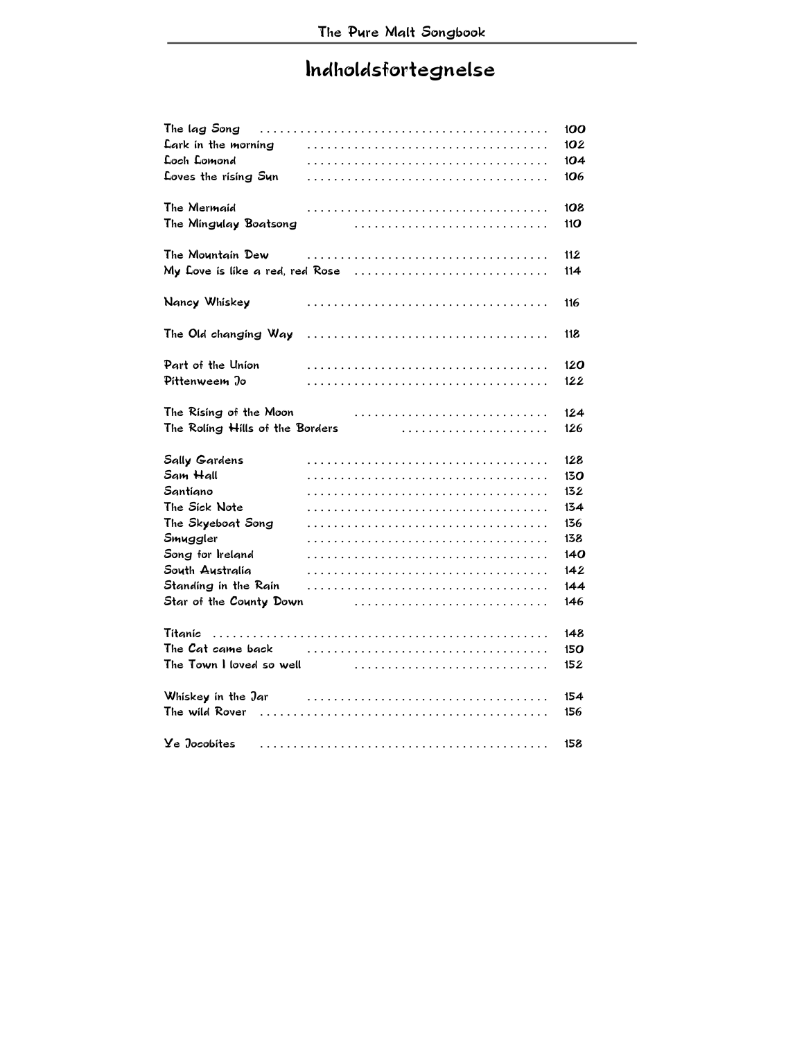# Indholdsfortegnelse

| | |
|---|---|
| The lag Song | 100 |
| Lark in the morning | 102 |
| Loch Lomond | 104 |
| Loves the rising Sun | 106 |
| The Mermaid | 108 |
| The Mingulay Boatsong | 110 |
| The Mountain Dew | 112 |
| My Love is like a red, red Rose | 114 |
| Nancy Whiskey | 116 |
| The Old changing Way | 118 |
| Part of the Union | 120 |
| Pittenweem Jo | 122 |
| The Rising of the Moon | 124 |
| The Roling Hills of the Borders | 126 |
| Sally Gardens | 128 |
| Sam Hall | 130 |
| Santiano | 132 |
| The Sick Note | 134 |
| The Skyeboat Song | 136 |
| Smuggler | 138 |
| Song for Ireland | 140 |
| South Australia | 142 |
| Standing in the Rain | 144 |
| Star of the County Down | 146 |
| Titanic | 148 |
| The Cat came back | 150 |
| The Town I loved so well | 152 |
| Whiskey in the Jar | 154 |
| The wild Rover | 156 |
| Ye Jocobites | 158 |